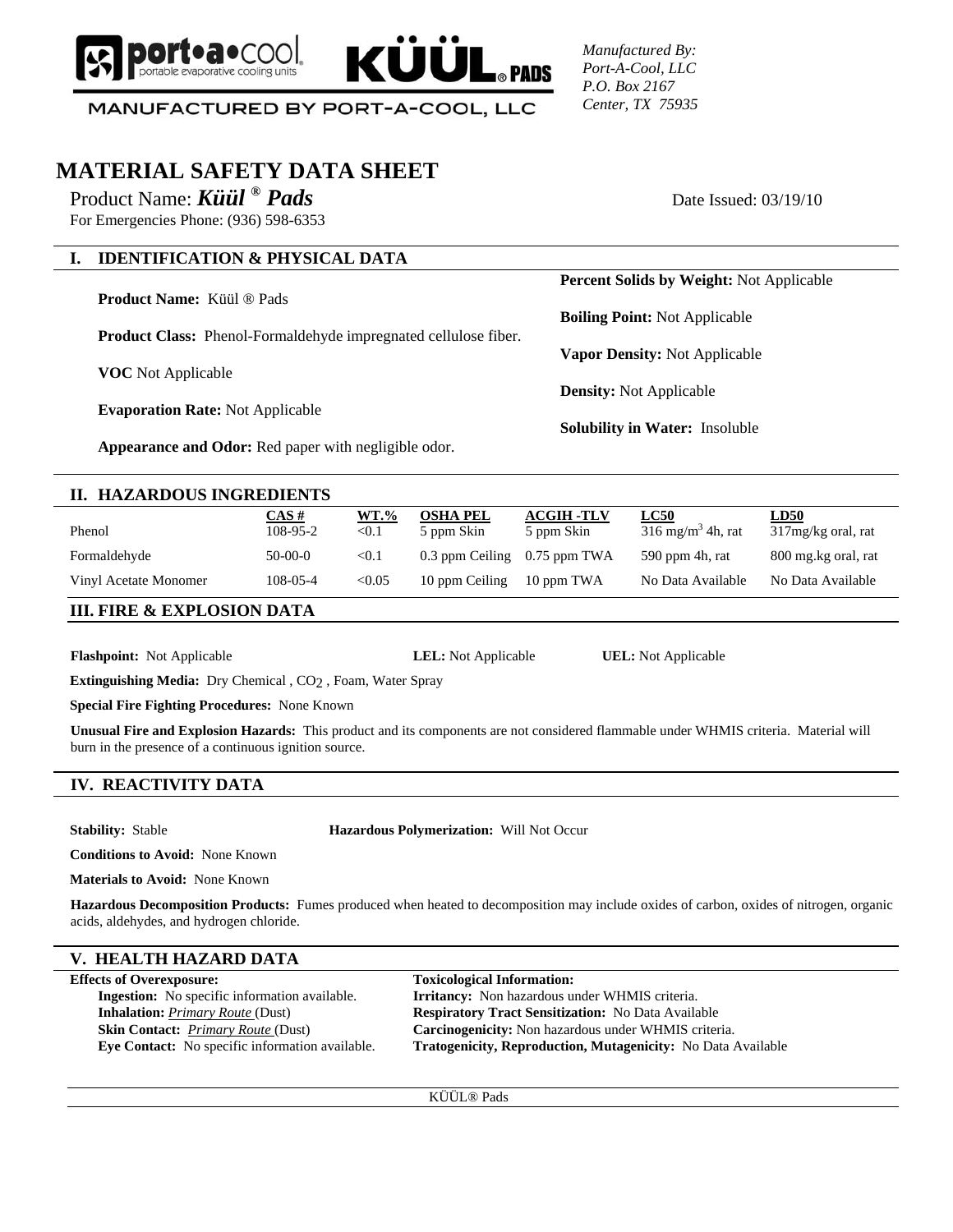MANUFACTURED BY PORT-A-COOL, LLC

*Manufactured By:*
*Port-A-Cool, LLC*
*P.O. Box 2167*
*Center, TX 75935*

# MATERIAL SAFETY DATA SHEET

Product Name: ***Küül ® Pads*** Date Issued: 03/19/10

For Emergencies Phone: (936) 598-6353

## I. IDENTIFICATION & PHYSICAL DATA

**Product Name:** Küül ® Pads

**Product Class:** Phenol-Formaldehyde impregnated cellulose fiber.

**VOC** Not Applicable

**Evaporation Rate:** Not Applicable

**Appearance and Odor:** Red paper with negligible odor.

**Percent Solids by Weight:** Not Applicable

**Boiling Point:** Not Applicable

**Vapor Density:** Not Applicable

**Density:** Not Applicable

**Solubility in Water:** Insoluble

## II. HAZARDOUS INGREDIENTS

| | CAS # | WT.% | OSHA PEL | ACGIH -TLV | LC50 | LD50 |
|---|---|---|---|---|---|---|
| Phenol | 108-95-2 | <0.1 | 5 ppm Skin | 5 ppm Skin | 316 $mg/m^3$ 4h, rat | 317mg/kg oral, rat |
| Formaldehyde | 50-00-0 | <0.1 | 0.3 ppm Ceiling | 0.75 ppm TWA | 590 ppm 4h, rat | 800 mg.kg oral, rat |
| Vinyl Acetate Monomer | 108-05-4 | <0.05 | 10 ppm Ceiling | 10 ppm TWA | No Data Available | No Data Available |

## III. FIRE & EXPLOSION DATA

**Flashpoint:** Not Applicable **LEL:** Not Applicable **UEL:** Not Applicable

**Extinguishing Media:** Dry Chemical , $CO_2$ , Foam, Water Spray

**Special Fire Fighting Procedures:** None Known

**Unusual Fire and Explosion Hazards:** This product and its components are not considered flammable under WHMIS criteria. Material will burn in the presence of a continuous ignition source.

## IV. REACTIVITY DATA

**Stability:** Stable **Hazardous Polymerization:** Will Not Occur

**Conditions to Avoid:** None Known

**Materials to Avoid:** None Known

**Hazardous Decomposition Products:** Fumes produced when heated to decomposition may include oxides of carbon, oxides of nitrogen, organic acids, aldehydes, and hydrogen chloride.

## V. HEALTH HAZARD DATA

**Effects of Overexposure:**

- **Ingestion:** No specific information available.
- **Inhalation:** *Primary Route* (Dust)
- **Skin Contact:** *Primary Route* (Dust)
- **Eye Contact:** No specific information available.

**Toxicological Information:**

- **Irritancy:** Non hazardous under WHMIS criteria.
- **Respiratory Tract Sensitization:** No Data Available
- **Carcinogenicity:** Non hazardous under WHMIS criteria.
- **Tratogenicity, Reproduction, Mutagenicity:** No Data Available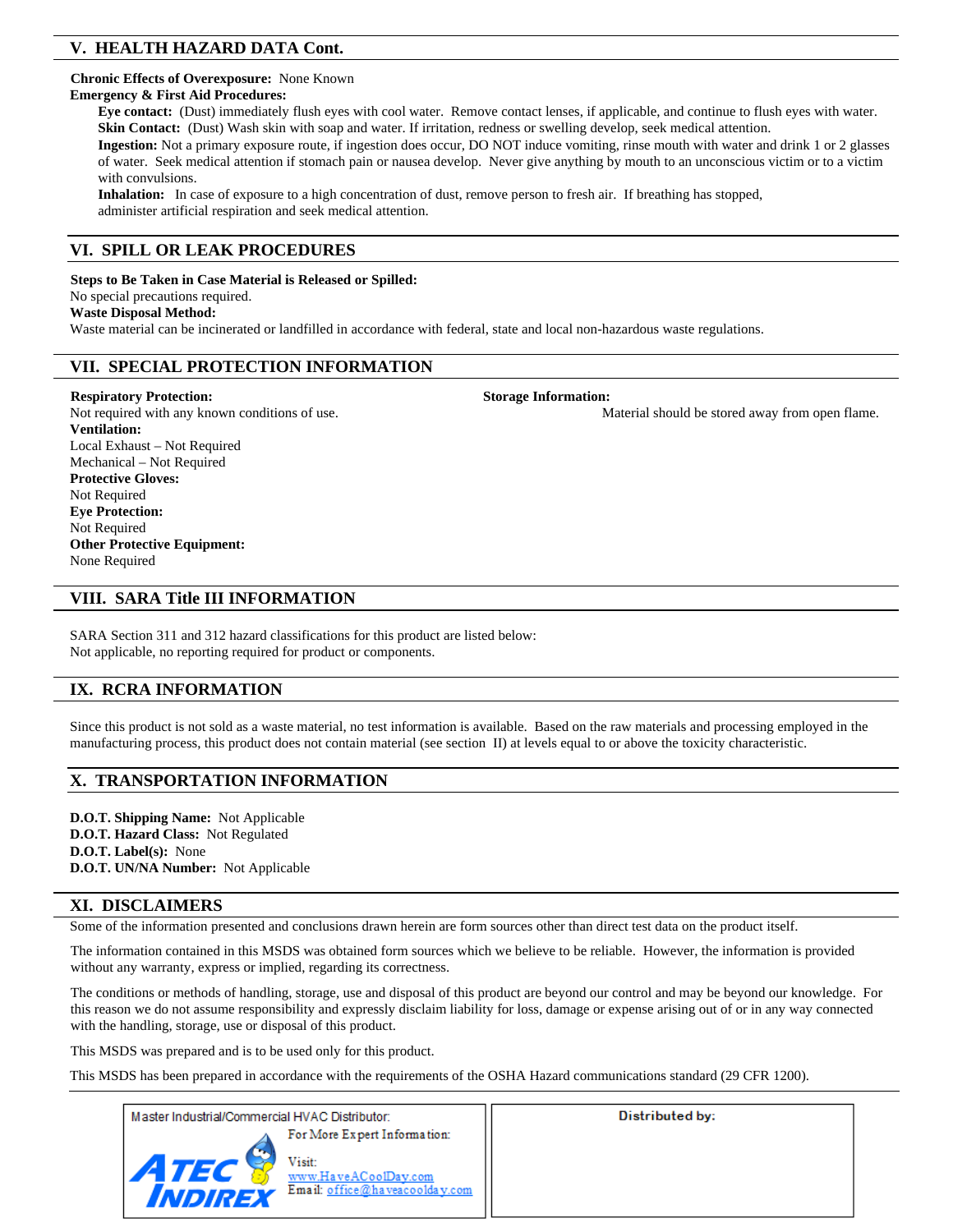## V. HEALTH HAZARD DATA Cont.

**Chronic Effects of Overexposure:** None Known

**Emergency & First Aid Procedures:**

**Eye contact:** (Dust) immediately flush eyes with cool water. Remove contact lenses, if applicable, and continue to flush eyes with water.

**Skin Contact:** (Dust) Wash skin with soap and water. If irritation, redness or swelling develop, seek medical attention.

**Ingestion:** Not a primary exposure route, if ingestion does occur, DO NOT induce vomiting, rinse mouth with water and drink 1 or 2 glasses of water. Seek medical attention if stomach pain or nausea develop. Never give anything by mouth to an unconscious victim or to a victim with convulsions.

**Inhalation:** In case of exposure to a high concentration of dust, remove person to fresh air. If breathing has stopped, administer artificial respiration and seek medical attention.

## VI. SPILL OR LEAK PROCEDURES

**Steps to Be Taken in Case Material is Released or Spilled:**
No special precautions required.

**Waste Disposal Method:**
Waste material can be incinerated or landfilled in accordance with federal, state and local non-hazardous waste regulations.

## VII. SPECIAL PROTECTION INFORMATION

**Respiratory Protection:**
Not required with any known conditions of use.

**Ventilation:**
Local Exhaust – Not Required
Mechanical – Not Required

**Protective Gloves:**
Not Required

**Eye Protection:**
Not Required

**Other Protective Equipment:**
None Required

**Storage Information:**
Material should be stored away from open flame.

## VIII. SARA Title III INFORMATION

SARA Section 311 and 312 hazard classifications for this product are listed below:
Not applicable, no reporting required for product or components.

## IX. RCRA INFORMATION

Since this product is not sold as a waste material, no test information is available. Based on the raw materials and processing employed in the manufacturing process, this product does not contain material (see section II) at levels equal to or above the toxicity characteristic.

## X. TRANSPORTATION INFORMATION

**D.O.T. Shipping Name:** Not Applicable
**D.O.T. Hazard Class:** Not Regulated
**D.O.T. Label(s):** None
**D.O.T. UN/NA Number:** Not Applicable

## XI. DISCLAIMERS

Some of the information presented and conclusions drawn herein are form sources other than direct test data on the product itself.

The information contained in this MSDS was obtained form sources which we believe to be reliable. However, the information is provided without any warranty, express or implied, regarding its correctness.

The conditions or methods of handling, storage, use and disposal of this product are beyond our control and may be beyond our knowledge. For this reason we do not assume responsibility and expressly disclaim liability for loss, damage or expense arising out of or in any way connected with the handling, storage, use or disposal of this product.

This MSDS was prepared and is to be used only for this product.

This MSDS has been prepared in accordance with the requirements of the OSHA Hazard communications standard (29 CFR 1200).

Master Industrial/Commercial HVAC Distributor:
ATEC INDIREX
For More Expert Information:
Visit: www.HaveACoolDay.com
Email: office@haveacoolday.com

Distributed by: